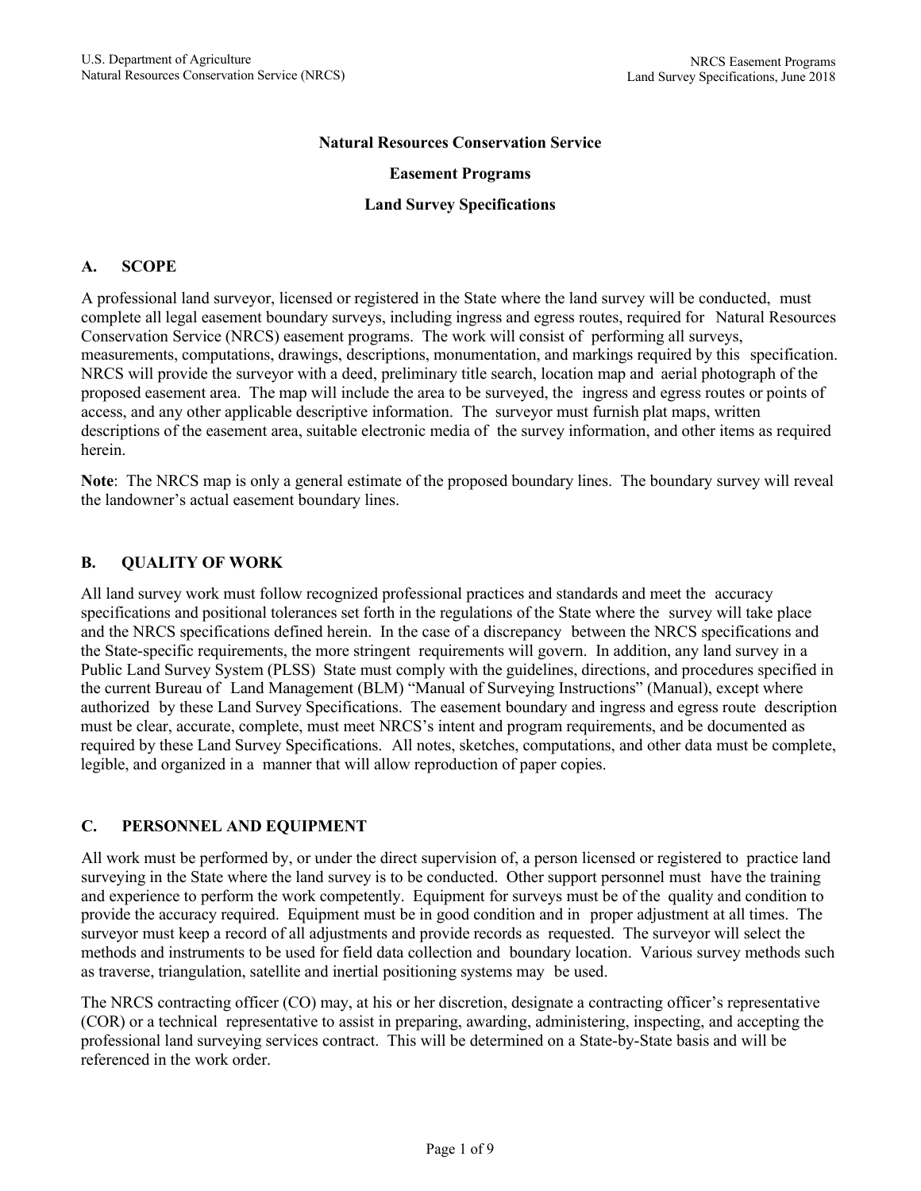# Natural Resources Conservation Service

## Easement Programs

## Land Survey Specifications

### A. SCOPE

A professional land surveyor, licensed or registered in the State where the land survey will be conducted, must complete all legal easement boundary surveys, including ingress and egress routes, required for Natural Resources Conservation Service (NRCS) easement programs. The work will consist of performing all surveys, measurements, computations, drawings, descriptions, monumentation, and markings required by this specification. NRCS will provide the surveyor with a deed, preliminary title search, location map and aerial photograph of the proposed easement area. The map will include the area to be surveyed, the ingress and egress routes or points of access, and any other applicable descriptive information. The surveyor must furnish plat maps, written descriptions of the easement area, suitable electronic media of the survey information, and other items as required herein.

**Note**: The NRCS map is only a general estimate of the proposed boundary lines. The boundary survey will reveal the landowner's actual easement boundary lines.

### B. QUALITY OF WORK

All land survey work must follow recognized professional practices and standards and meet the accuracy specifications and positional tolerances set forth in the regulations of the State where the survey will take place and the NRCS specifications defined herein. In the case of a discrepancy between the NRCS specifications and the State-specific requirements, the more stringent requirements will govern. In addition, any land survey in a Public Land Survey System (PLSS) State must comply with the guidelines, directions, and procedures specified in the current Bureau of Land Management (BLM) "Manual of Surveying Instructions" (Manual), except where authorized by these Land Survey Specifications. The easement boundary and ingress and egress route description must be clear, accurate, complete, must meet NRCS's intent and program requirements, and be documented as required by these Land Survey Specifications. All notes, sketches, computations, and other data must be complete, legible, and organized in a manner that will allow reproduction of paper copies.

### C. PERSONNEL AND EQUIPMENT

All work must be performed by, or under the direct supervision of, a person licensed or registered to practice land surveying in the State where the land survey is to be conducted. Other support personnel must have the training and experience to perform the work competently. Equipment for surveys must be of the quality and condition to provide the accuracy required. Equipment must be in good condition and in proper adjustment at all times. The surveyor must keep a record of all adjustments and provide records as requested. The surveyor will select the methods and instruments to be used for field data collection and boundary location. Various survey methods such as traverse, triangulation, satellite and inertial positioning systems may be used.

The NRCS contracting officer (CO) may, at his or her discretion, designate a contracting officer's representative (COR) or a technical representative to assist in preparing, awarding, administering, inspecting, and accepting the professional land surveying services contract. This will be determined on a State-by-State basis and will be referenced in the work order.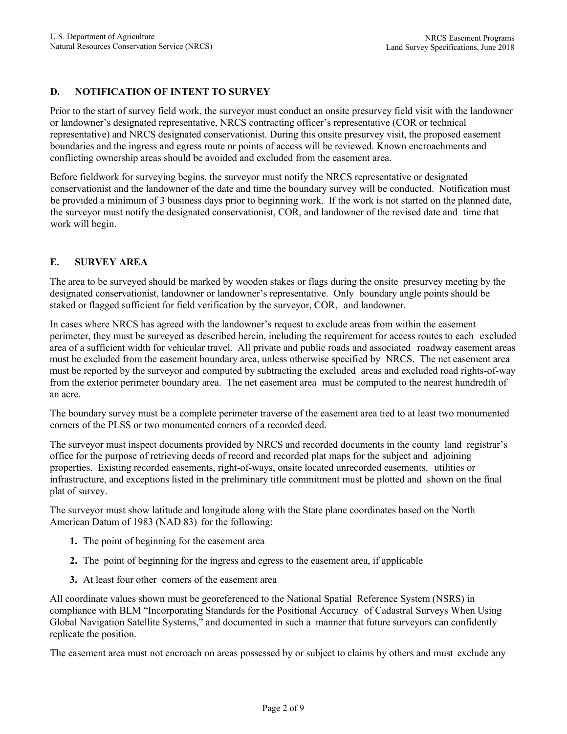## D. NOTIFICATION OF INTENT TO SURVEY

Prior to the start of survey field work, the surveyor must conduct an onsite presurvey field visit with the landowner or landowner's designated representative, NRCS contracting officer's representative (COR or technical representative) and NRCS designated conservationist. During this onsite presurvey visit, the proposed easement boundaries and the ingress and egress route or points of access will be reviewed. Known encroachments and conflicting ownership areas should be avoided and excluded from the easement area.

Before fieldwork for surveying begins, the surveyor must notify the NRCS representative or designated conservationist and the landowner of the date and time the boundary survey will be conducted. Notification must be provided a minimum of 3 business days prior to beginning work. If the work is not started on the planned date, the surveyor must notify the designated conservationist, COR, and landowner of the revised date and time that work will begin.

## E. SURVEY AREA

The area to be surveyed should be marked by wooden stakes or flags during the onsite presurvey meeting by the designated conservationist, landowner or landowner's representative. Only boundary angle points should be staked or flagged sufficient for field verification by the surveyor, COR, and landowner.

In cases where NRCS has agreed with the landowner's request to exclude areas from within the easement perimeter, they must be surveyed as described herein, including the requirement for access routes to each excluded area of a sufficient width for vehicular travel. All private and public roads and associated roadway easement areas must be excluded from the easement boundary area, unless otherwise specified by NRCS. The net easement area must be reported by the surveyor and computed by subtracting the excluded areas and excluded road rights-of-way from the exterior perimeter boundary area. The net easement area must be computed to the nearest hundredth of an acre.

The boundary survey must be a complete perimeter traverse of the easement area tied to at least two monumented corners of the PLSS or two monumented corners of a recorded deed.

The surveyor must inspect documents provided by NRCS and recorded documents in the county land registrar's office for the purpose of retrieving deeds of record and recorded plat maps for the subject and adjoining properties. Existing recorded easements, right-of-ways, onsite located unrecorded easements, utilities or infrastructure, and exceptions listed in the preliminary title commitment must be plotted and shown on the final plat of survey.

The surveyor must show latitude and longitude along with the State plane coordinates based on the North American Datum of 1983 (NAD 83) for the following:

1. The point of beginning for the easement area
2. The point of beginning for the ingress and egress to the easement area, if applicable
3. At least four other corners of the easement area

All coordinate values shown must be georeferenced to the National Spatial Reference System (NSRS) in compliance with BLM "Incorporating Standards for the Positional Accuracy of Cadastral Surveys When Using Global Navigation Satellite Systems," and documented in such a manner that future surveyors can confidently replicate the position.

The easement area must not encroach on areas possessed by or subject to claims by others and must exclude any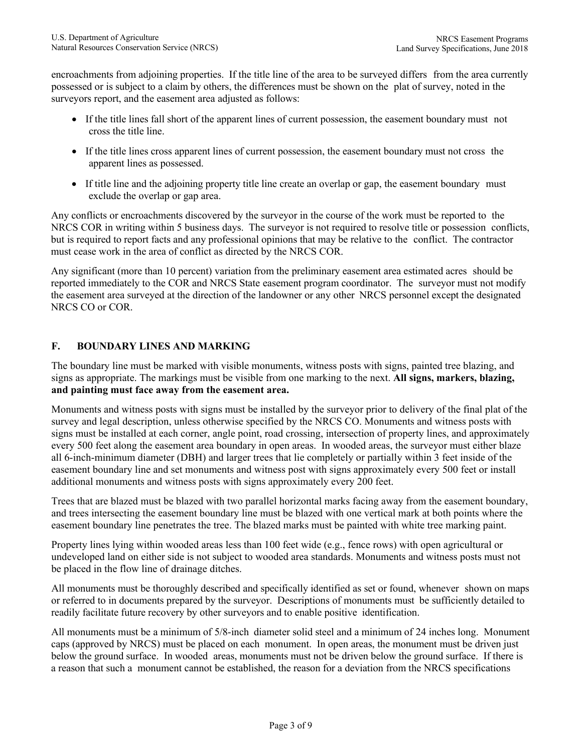encroachments from adjoining properties. If the title line of the area to be surveyed differs from the area currently possessed or is subject to a claim by others, the differences must be shown on the plat of survey, noted in the surveyors report, and the easement area adjusted as follows:

- If the title lines fall short of the apparent lines of current possession, the easement boundary must not cross the title line.
- If the title lines cross apparent lines of current possession, the easement boundary must not cross the apparent lines as possessed.
- If title line and the adjoining property title line create an overlap or gap, the easement boundary must exclude the overlap or gap area.

Any conflicts or encroachments discovered by the surveyor in the course of the work must be reported to the NRCS COR in writing within 5 business days. The surveyor is not required to resolve title or possession conflicts, but is required to report facts and any professional opinions that may be relative to the conflict. The contractor must cease work in the area of conflict as directed by the NRCS COR.

Any significant (more than 10 percent) variation from the preliminary easement area estimated acres should be reported immediately to the COR and NRCS State easement program coordinator. The surveyor must not modify the easement area surveyed at the direction of the landowner or any other NRCS personnel except the designated NRCS CO or COR.

## F. BOUNDARY LINES AND MARKING

The boundary line must be marked with visible monuments, witness posts with signs, painted tree blazing, and signs as appropriate. The markings must be visible from one marking to the next. **All signs, markers, blazing, and painting must face away from the easement area.**

Monuments and witness posts with signs must be installed by the surveyor prior to delivery of the final plat of the survey and legal description, unless otherwise specified by the NRCS CO. Monuments and witness posts with signs must be installed at each corner, angle point, road crossing, intersection of property lines, and approximately every 500 feet along the easement area boundary in open areas. In wooded areas, the surveyor must either blaze all 6-inch-minimum diameter (DBH) and larger trees that lie completely or partially within 3 feet inside of the easement boundary line and set monuments and witness post with signs approximately every 500 feet or install additional monuments and witness posts with signs approximately every 200 feet.

Trees that are blazed must be blazed with two parallel horizontal marks facing away from the easement boundary, and trees intersecting the easement boundary line must be blazed with one vertical mark at both points where the easement boundary line penetrates the tree. The blazed marks must be painted with white tree marking paint.

Property lines lying within wooded areas less than 100 feet wide (e.g., fence rows) with open agricultural or undeveloped land on either side is not subject to wooded area standards. Monuments and witness posts must not be placed in the flow line of drainage ditches.

All monuments must be thoroughly described and specifically identified as set or found, whenever shown on maps or referred to in documents prepared by the surveyor. Descriptions of monuments must be sufficiently detailed to readily facilitate future recovery by other surveyors and to enable positive identification.

All monuments must be a minimum of 5/8-inch diameter solid steel and a minimum of 24 inches long. Monument caps (approved by NRCS) must be placed on each monument. In open areas, the monument must be driven just below the ground surface. In wooded areas, monuments must not be driven below the ground surface. If there is a reason that such a monument cannot be established, the reason for a deviation from the NRCS specifications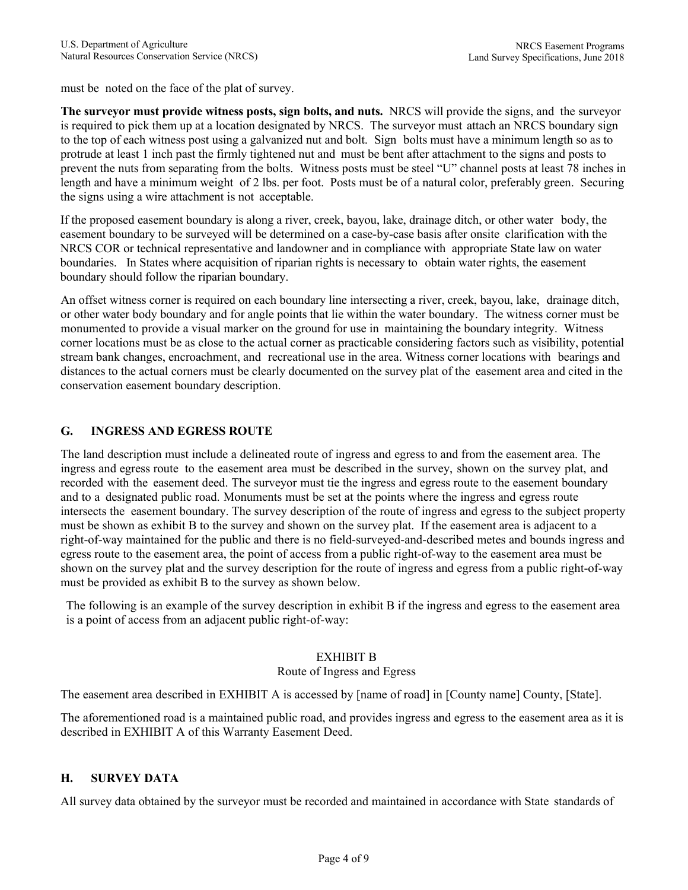must be noted on the face of the plat of survey.

**The surveyor must provide witness posts, sign bolts, and nuts.** NRCS will provide the signs, and the surveyor is required to pick them up at a location designated by NRCS. The surveyor must attach an NRCS boundary sign to the top of each witness post using a galvanized nut and bolt. Sign bolts must have a minimum length so as to protrude at least 1 inch past the firmly tightened nut and must be bent after attachment to the signs and posts to prevent the nuts from separating from the bolts. Witness posts must be steel "U" channel posts at least 78 inches in length and have a minimum weight of 2 lbs. per foot. Posts must be of a natural color, preferably green. Securing the signs using a wire attachment is not acceptable.

If the proposed easement boundary is along a river, creek, bayou, lake, drainage ditch, or other water body, the easement boundary to be surveyed will be determined on a case-by-case basis after onsite clarification with the NRCS COR or technical representative and landowner and in compliance with appropriate State law on water boundaries. In States where acquisition of riparian rights is necessary to obtain water rights, the easement boundary should follow the riparian boundary.

An offset witness corner is required on each boundary line intersecting a river, creek, bayou, lake, drainage ditch, or other water body boundary and for angle points that lie within the water boundary. The witness corner must be monumented to provide a visual marker on the ground for use in maintaining the boundary integrity. Witness corner locations must be as close to the actual corner as practicable considering factors such as visibility, potential stream bank changes, encroachment, and recreational use in the area. Witness corner locations with bearings and distances to the actual corners must be clearly documented on the survey plat of the easement area and cited in the conservation easement boundary description.

## G. INGRESS AND EGRESS ROUTE

The land description must include a delineated route of ingress and egress to and from the easement area. The ingress and egress route to the easement area must be described in the survey, shown on the survey plat, and recorded with the easement deed. The surveyor must tie the ingress and egress route to the easement boundary and to a designated public road. Monuments must be set at the points where the ingress and egress route intersects the easement boundary. The survey description of the route of ingress and egress to the subject property must be shown as exhibit B to the survey and shown on the survey plat. If the easement area is adjacent to a right-of-way maintained for the public and there is no field-surveyed-and-described metes and bounds ingress and egress route to the easement area, the point of access from a public right-of-way to the easement area must be shown on the survey plat and the survey description for the route of ingress and egress from a public right-of-way must be provided as exhibit B to the survey as shown below.

The following is an example of the survey description in exhibit B if the ingress and egress to the easement area is a point of access from an adjacent public right-of-way:

EXHIBIT B

Route of Ingress and Egress

The easement area described in EXHIBIT A is accessed by [name of road] in [County name] County, [State].

The aforementioned road is a maintained public road, and provides ingress and egress to the easement area as it is described in EXHIBIT A of this Warranty Easement Deed.

## H. SURVEY DATA

All survey data obtained by the surveyor must be recorded and maintained in accordance with State standards of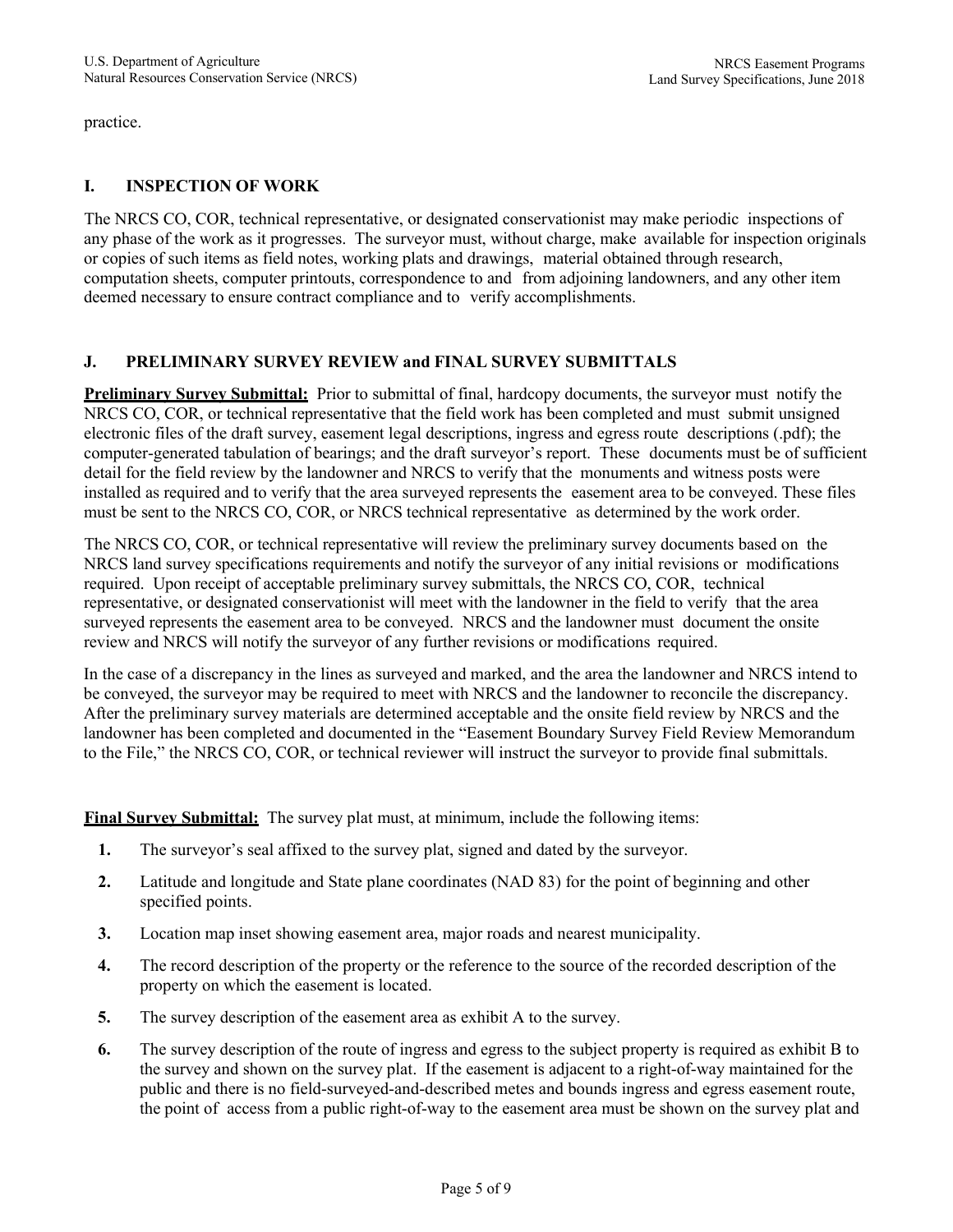practice.

## I. INSPECTION OF WORK

The NRCS CO, COR, technical representative, or designated conservationist may make periodic inspections of any phase of the work as it progresses. The surveyor must, without charge, make available for inspection originals or copies of such items as field notes, working plats and drawings, material obtained through research, computation sheets, computer printouts, correspondence to and from adjoining landowners, and any other item deemed necessary to ensure contract compliance and to verify accomplishments.

## J. PRELIMINARY SURVEY REVIEW and FINAL SURVEY SUBMITTALS

**Preliminary Survey Submittal:** Prior to submittal of final, hardcopy documents, the surveyor must notify the NRCS CO, COR, or technical representative that the field work has been completed and must submit unsigned electronic files of the draft survey, easement legal descriptions, ingress and egress route descriptions (.pdf); the computer-generated tabulation of bearings; and the draft surveyor's report. These documents must be of sufficient detail for the field review by the landowner and NRCS to verify that the monuments and witness posts were installed as required and to verify that the area surveyed represents the easement area to be conveyed. These files must be sent to the NRCS CO, COR, or NRCS technical representative as determined by the work order.

The NRCS CO, COR, or technical representative will review the preliminary survey documents based on the NRCS land survey specifications requirements and notify the surveyor of any initial revisions or modifications required. Upon receipt of acceptable preliminary survey submittals, the NRCS CO, COR, technical representative, or designated conservationist will meet with the landowner in the field to verify that the area surveyed represents the easement area to be conveyed. NRCS and the landowner must document the onsite review and NRCS will notify the surveyor of any further revisions or modifications required.

In the case of a discrepancy in the lines as surveyed and marked, and the area the landowner and NRCS intend to be conveyed, the surveyor may be required to meet with NRCS and the landowner to reconcile the discrepancy. After the preliminary survey materials are determined acceptable and the onsite field review by NRCS and the landowner has been completed and documented in the "Easement Boundary Survey Field Review Memorandum to the File," the NRCS CO, COR, or technical reviewer will instruct the surveyor to provide final submittals.

**Final Survey Submittal:** The survey plat must, at minimum, include the following items:

1. The surveyor's seal affixed to the survey plat, signed and dated by the surveyor.
2. Latitude and longitude and State plane coordinates (NAD 83) for the point of beginning and other specified points.
3. Location map inset showing easement area, major roads and nearest municipality.
4. The record description of the property or the reference to the source of the recorded description of the property on which the easement is located.
5. The survey description of the easement area as exhibit A to the survey.
6. The survey description of the route of ingress and egress to the subject property is required as exhibit B to the survey and shown on the survey plat. If the easement is adjacent to a right-of-way maintained for the public and there is no field-surveyed-and-described metes and bounds ingress and egress easement route, the point of access from a public right-of-way to the easement area must be shown on the survey plat and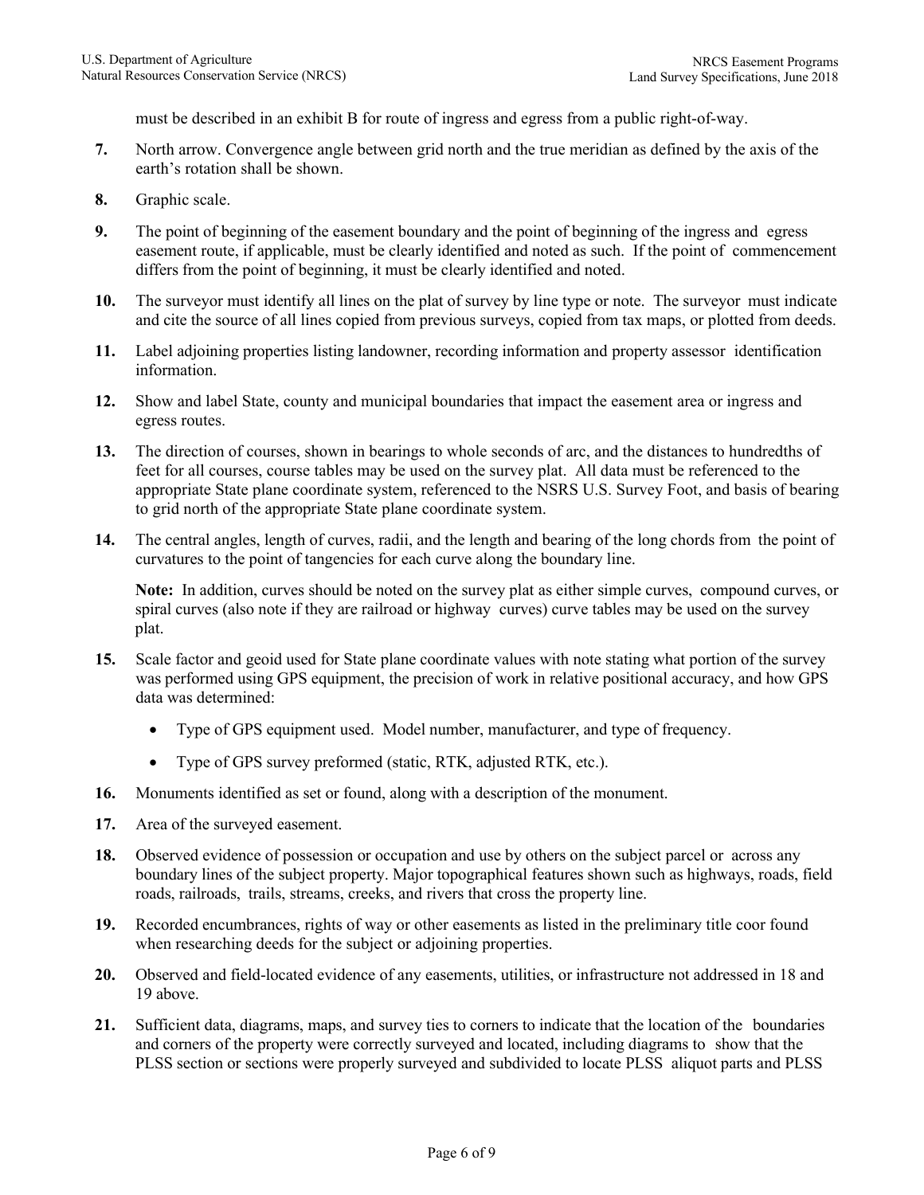must be described in an exhibit B for route of ingress and egress from a public right-of-way.

7. North arrow. Convergence angle between grid north and the true meridian as defined by the axis of the earth's rotation shall be shown.

8. Graphic scale.

9. The point of beginning of the easement boundary and the point of beginning of the ingress and egress easement route, if applicable, must be clearly identified and noted as such. If the point of commencement differs from the point of beginning, it must be clearly identified and noted.

10. The surveyor must identify all lines on the plat of survey by line type or note. The surveyor must indicate and cite the source of all lines copied from previous surveys, copied from tax maps, or plotted from deeds.

11. Label adjoining properties listing landowner, recording information and property assessor identification information.

12. Show and label State, county and municipal boundaries that impact the easement area or ingress and egress routes.

13. The direction of courses, shown in bearings to whole seconds of arc, and the distances to hundredths of feet for all courses, course tables may be used on the survey plat. All data must be referenced to the appropriate State plane coordinate system, referenced to the NSRS U.S. Survey Foot, and basis of bearing to grid north of the appropriate State plane coordinate system.

14. The central angles, length of curves, radii, and the length and bearing of the long chords from the point of curvatures to the point of tangencies for each curve along the boundary line.

    **Note:** In addition, curves should be noted on the survey plat as either simple curves, compound curves, or spiral curves (also note if they are railroad or highway curves) curve tables may be used on the survey plat.

15. Scale factor and geoid used for State plane coordinate values with note stating what portion of the survey was performed using GPS equipment, the precision of work in relative positional accuracy, and how GPS data was determined:

    - Type of GPS equipment used. Model number, manufacturer, and type of frequency.
    - Type of GPS survey preformed (static, RTK, adjusted RTK, etc.).

16. Monuments identified as set or found, along with a description of the monument.

17. Area of the surveyed easement.

18. Observed evidence of possession or occupation and use by others on the subject parcel or across any boundary lines of the subject property. Major topographical features shown such as highways, roads, field roads, railroads, trails, streams, creeks, and rivers that cross the property line.

19. Recorded encumbrances, rights of way or other easements as listed in the preliminary title coor found when researching deeds for the subject or adjoining properties.

20. Observed and field-located evidence of any easements, utilities, or infrastructure not addressed in 18 and 19 above.

21. Sufficient data, diagrams, maps, and survey ties to corners to indicate that the location of the boundaries and corners of the property were correctly surveyed and located, including diagrams to show that the PLSS section or sections were properly surveyed and subdivided to locate PLSS aliquot parts and PLSS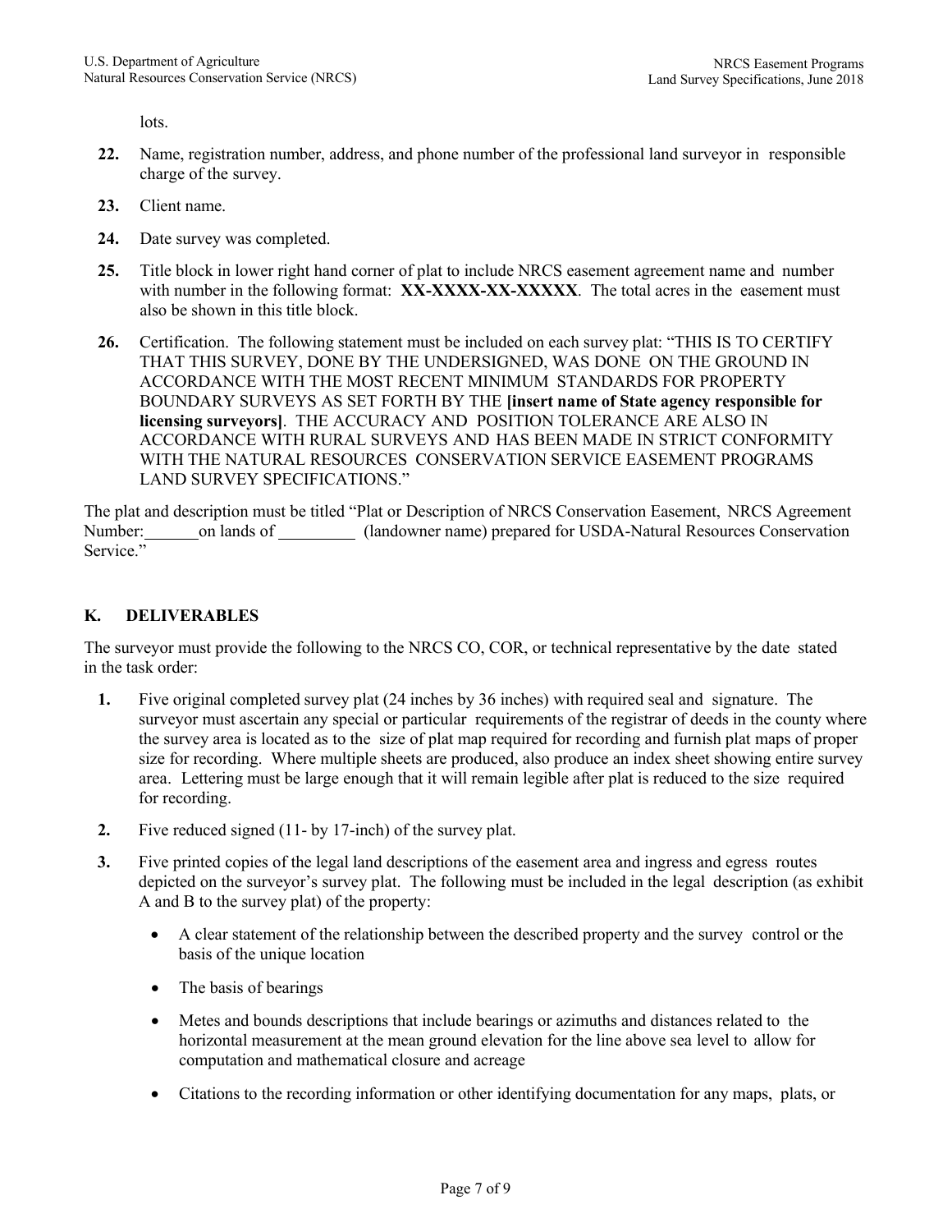lots.

22. Name, registration number, address, and phone number of the professional land surveyor in responsible charge of the survey.

23. Client name.

24. Date survey was completed.

25. Title block in lower right hand corner of plat to include NRCS easement agreement name and number with number in the following format: **XX-XXXX-XX-XXXXX**. The total acres in the easement must also be shown in this title block.

26. Certification. The following statement must be included on each survey plat: "THIS IS TO CERTIFY THAT THIS SURVEY, DONE BY THE UNDERSIGNED, WAS DONE ON THE GROUND IN ACCORDANCE WITH THE MOST RECENT MINIMUM STANDARDS FOR PROPERTY BOUNDARY SURVEYS AS SET FORTH BY THE **[insert name of State agency responsible for licensing surveyors]**. THE ACCURACY AND POSITION TOLERANCE ARE ALSO IN ACCORDANCE WITH RURAL SURVEYS AND HAS BEEN MADE IN STRICT CONFORMITY WITH THE NATURAL RESOURCES CONSERVATION SERVICE EASEMENT PROGRAMS LAND SURVEY SPECIFICATIONS."

The plat and description must be titled "Plat or Description of NRCS Conservation Easement, NRCS Agreement Number: ______ on lands of _________ (landowner name) prepared for USDA-Natural Resources Conservation Service."

## K. DELIVERABLES

The surveyor must provide the following to the NRCS CO, COR, or technical representative by the date stated in the task order:

1. Five original completed survey plat (24 inches by 36 inches) with required seal and signature. The surveyor must ascertain any special or particular requirements of the registrar of deeds in the county where the survey area is located as to the size of plat map required for recording and furnish plat maps of proper size for recording. Where multiple sheets are produced, also produce an index sheet showing entire survey area. Lettering must be large enough that it will remain legible after plat is reduced to the size required for recording.

2. Five reduced signed (11- by 17-inch) of the survey plat.

3. Five printed copies of the legal land descriptions of the easement area and ingress and egress routes depicted on the surveyor's survey plat. The following must be included in the legal description (as exhibit A and B to the survey plat) of the property:

   - A clear statement of the relationship between the described property and the survey control or the basis of the unique location
   - The basis of bearings
   - Metes and bounds descriptions that include bearings or azimuths and distances related to the horizontal measurement at the mean ground elevation for the line above sea level to allow for computation and mathematical closure and acreage
   - Citations to the recording information or other identifying documentation for any maps, plats, or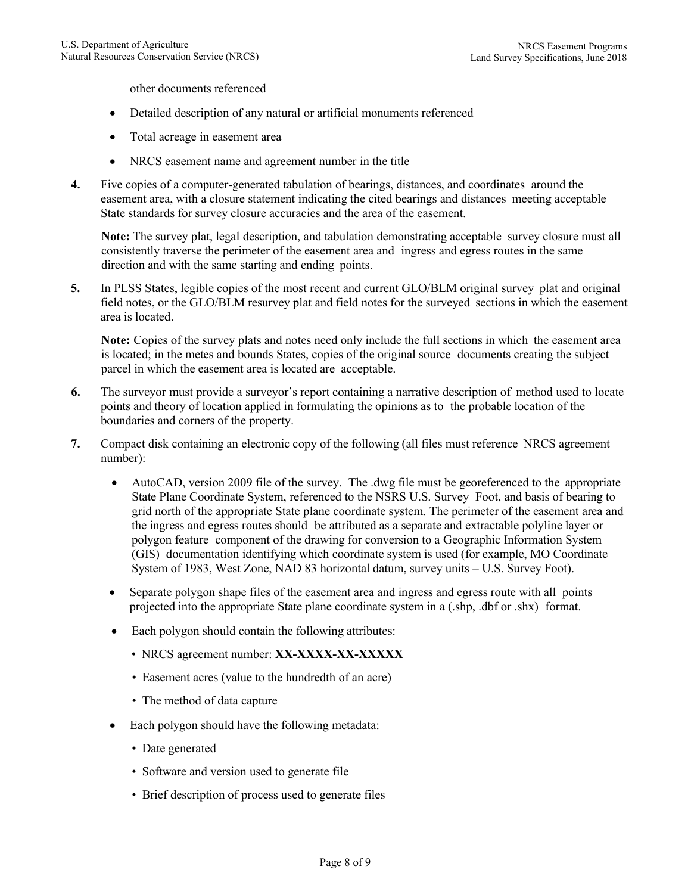other documents referenced

- Detailed description of any natural or artificial monuments referenced
- Total acreage in easement area
- NRCS easement name and agreement number in the title

**4.** Five copies of a computer-generated tabulation of bearings, distances, and coordinates around the easement area, with a closure statement indicating the cited bearings and distances meeting acceptable State standards for survey closure accuracies and the area of the easement.

**Note:** The survey plat, legal description, and tabulation demonstrating acceptable survey closure must all consistently traverse the perimeter of the easement area and ingress and egress routes in the same direction and with the same starting and ending points.

**5.** In PLSS States, legible copies of the most recent and current GLO/BLM original survey plat and original field notes, or the GLO/BLM resurvey plat and field notes for the surveyed sections in which the easement area is located.

**Note:** Copies of the survey plats and notes need only include the full sections in which the easement area is located; in the metes and bounds States, copies of the original source documents creating the subject parcel in which the easement area is located are acceptable.

**6.** The surveyor must provide a surveyor's report containing a narrative description of method used to locate points and theory of location applied in formulating the opinions as to the probable location of the boundaries and corners of the property.

**7.** Compact disk containing an electronic copy of the following (all files must reference NRCS agreement number):

- AutoCAD, version 2009 file of the survey. The .dwg file must be georeferenced to the appropriate State Plane Coordinate System, referenced to the NSRS U.S. Survey Foot, and basis of bearing to grid north of the appropriate State plane coordinate system. The perimeter of the easement area and the ingress and egress routes should be attributed as a separate and extractable polyline layer or polygon feature component of the drawing for conversion to a Geographic Information System (GIS) documentation identifying which coordinate system is used (for example, MO Coordinate System of 1983, West Zone, NAD 83 horizontal datum, survey units – U.S. Survey Foot).
- Separate polygon shape files of the easement area and ingress and egress route with all points projected into the appropriate State plane coordinate system in a (.shp, .dbf or .shx) format.
- Each polygon should contain the following attributes:
  - NRCS agreement number: **XX-XXXX-XX-XXXXX**
  - Easement acres (value to the hundredth of an acre)
  - The method of data capture
- Each polygon should have the following metadata:
  - Date generated
  - Software and version used to generate file
  - Brief description of process used to generate files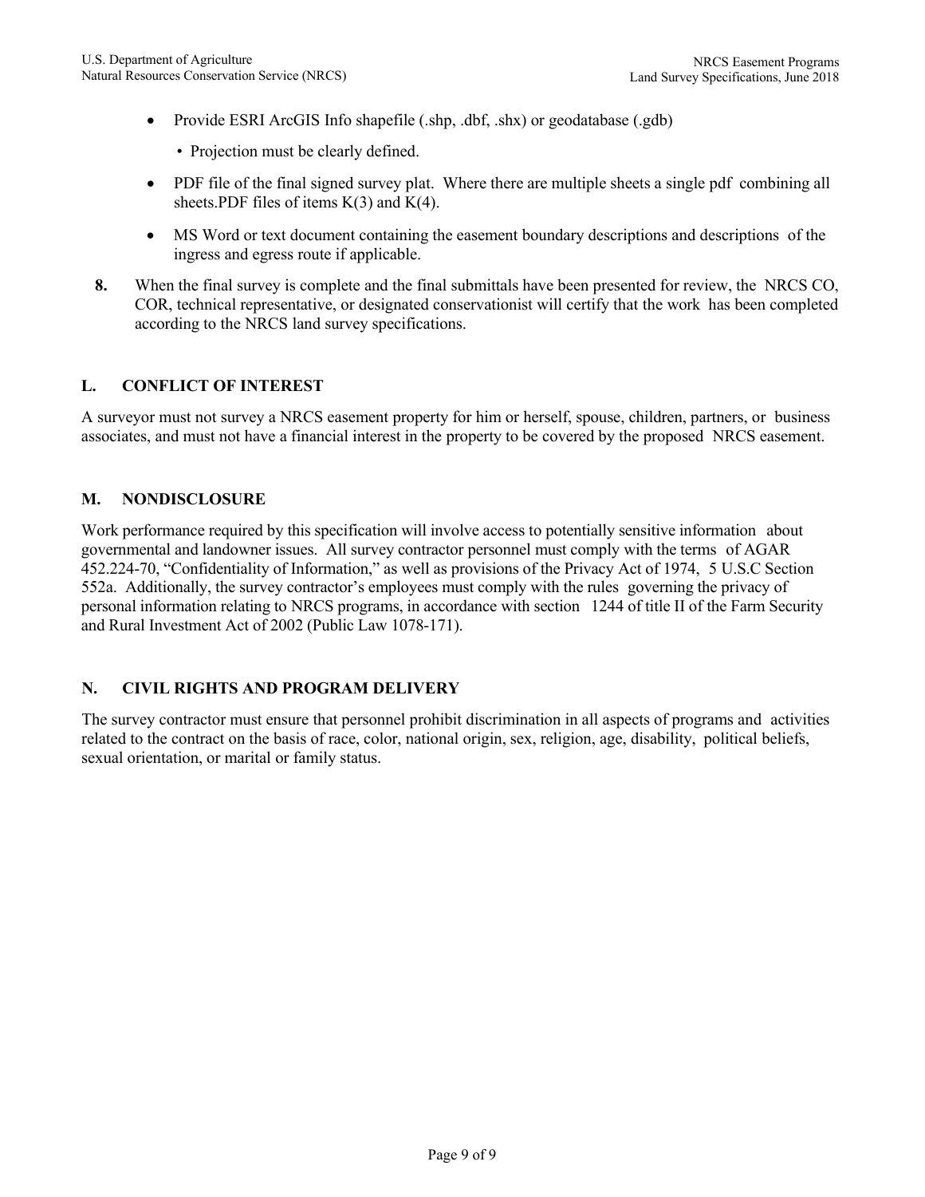- Provide ESRI ArcGIS Info shapefile (.shp, .dbf, .shx) or geodatabase (.gdb)
    - Projection must be clearly defined.
- PDF file of the final signed survey plat. Where there are multiple sheets a single pdf combining all sheets.PDF files of items K(3) and K(4).
- MS Word or text document containing the easement boundary descriptions and descriptions of the ingress and egress route if applicable.

**8.** When the final survey is complete and the final submittals have been presented for review, the NRCS CO, COR, technical representative, or designated conservationist will certify that the work has been completed according to the NRCS land survey specifications.

## L. CONFLICT OF INTEREST

A surveyor must not survey a NRCS easement property for him or herself, spouse, children, partners, or business associates, and must not have a financial interest in the property to be covered by the proposed NRCS easement.

## M. NONDISCLOSURE

Work performance required by this specification will involve access to potentially sensitive information about governmental and landowner issues. All survey contractor personnel must comply with the terms of AGAR 452.224-70, "Confidentiality of Information," as well as provisions of the Privacy Act of 1974, 5 U.S.C Section 552a. Additionally, the survey contractor's employees must comply with the rules governing the privacy of personal information relating to NRCS programs, in accordance with section 1244 of title II of the Farm Security and Rural Investment Act of 2002 (Public Law 1078-171).

## N. CIVIL RIGHTS AND PROGRAM DELIVERY

The survey contractor must ensure that personnel prohibit discrimination in all aspects of programs and activities related to the contract on the basis of race, color, national origin, sex, religion, age, disability, political beliefs, sexual orientation, or marital or family status.